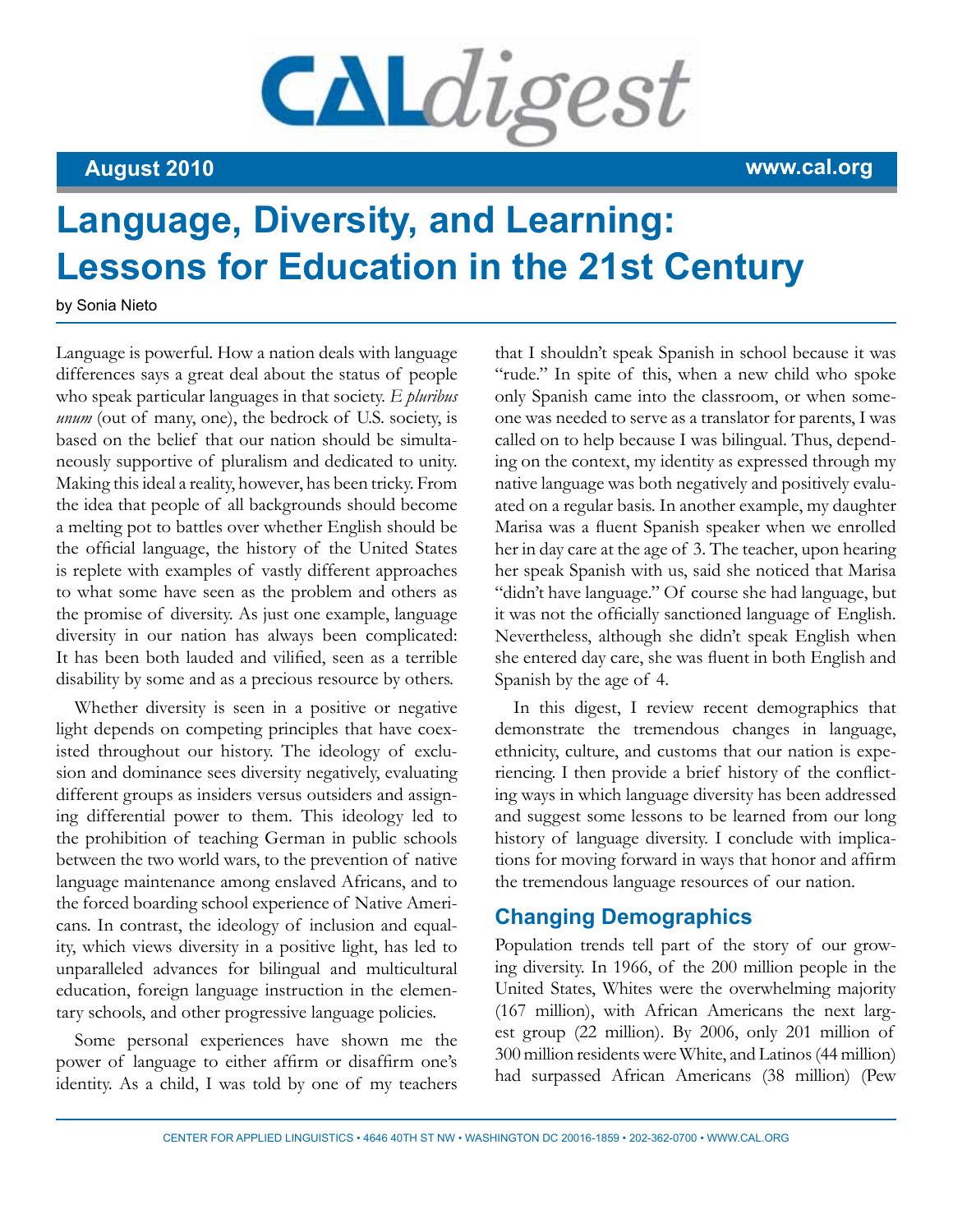# Language, Diversity, and Learning: Lessons for Education in the 21st Century

by Sonia Nieto

Language is powerful. How a nation deals with language differences says a great deal about the status of people who speak particular languages in that society. *E pluribus unum* (out of many, one), the bedrock of U.S. society, is based on the belief that our nation should be simultaneously supportive of pluralism and dedicated to unity. Making this ideal a reality, however, has been tricky. From the idea that people of all backgrounds should become a melting pot to battles over whether English should be the official language, the history of the United States is replete with examples of vastly different approaches to what some have seen as the problem and others as the promise of diversity. As just one example, language diversity in our nation has always been complicated: It has been both lauded and vilified, seen as a terrible disability by some and as a precious resource by others.

Whether diversity is seen in a positive or negative light depends on competing principles that have coexisted throughout our history. The ideology of exclusion and dominance sees diversity negatively, evaluating different groups as insiders versus outsiders and assigning differential power to them. This ideology led to the prohibition of teaching German in public schools between the two world wars, to the prevention of native language maintenance among enslaved Africans, and to the forced boarding school experience of Native Americans. In contrast, the ideology of inclusion and equality, which views diversity in a positive light, has led to unparalleled advances for bilingual and multicultural education, foreign language instruction in the elementary schools, and other progressive language policies.

Some personal experiences have shown me the power of language to either affirm or disaffirm one's identity. As a child, I was told by one of my teachers that I shouldn't speak Spanish in school because it was "rude." In spite of this, when a new child who spoke only Spanish came into the classroom, or when someone was needed to serve as a translator for parents, I was called on to help because I was bilingual. Thus, depending on the context, my identity as expressed through my native language was both negatively and positively evaluated on a regular basis. In another example, my daughter Marisa was a fluent Spanish speaker when we enrolled her in day care at the age of 3. The teacher, upon hearing her speak Spanish with us, said she noticed that Marisa "didn't have language." Of course she had language, but it was not the officially sanctioned language of English. Nevertheless, although she didn't speak English when she entered day care, she was fluent in both English and Spanish by the age of 4.

In this digest, I review recent demographics that demonstrate the tremendous changes in language, ethnicity, culture, and customs that our nation is experiencing. I then provide a brief history of the conflicting ways in which language diversity has been addressed and suggest some lessons to be learned from our long history of language diversity. I conclude with implications for moving forward in ways that honor and affirm the tremendous language resources of our nation.

## Changing Demographics

Population trends tell part of the story of our growing diversity. In 1966, of the 200 million people in the United States, Whites were the overwhelming majority (167 million), with African Americans the next largest group (22 million). By 2006, only 201 million of 300 million residents were White, and Latinos (44 million) had surpassed African Americans (38 million) (Pew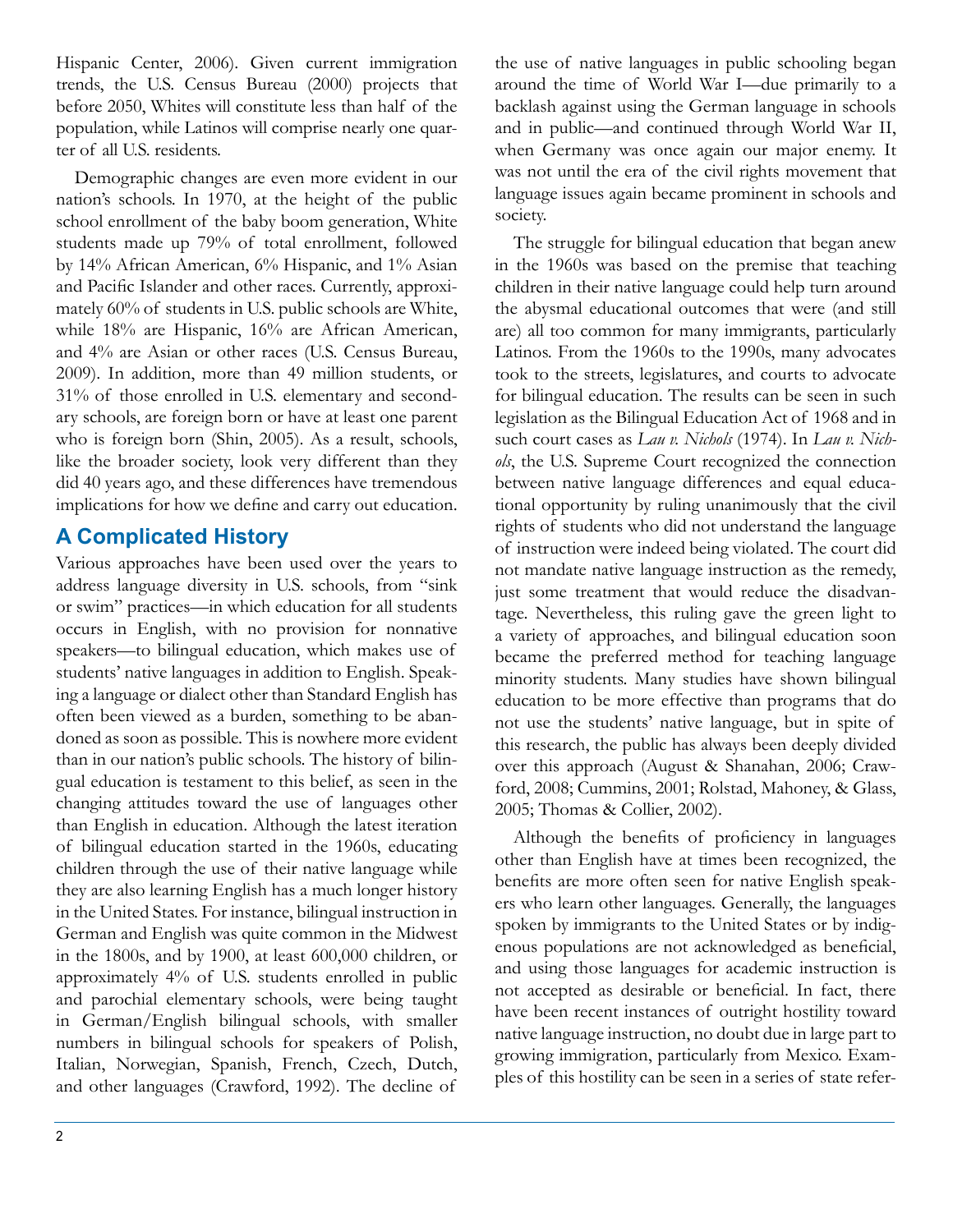Hispanic Center, 2006). Given current immigration trends, the U.S. Census Bureau (2000) projects that before 2050, Whites will constitute less than half of the population, while Latinos will comprise nearly one quarter of all U.S. residents.

Demographic changes are even more evident in our nation's schools. In 1970, at the height of the public school enrollment of the baby boom generation, White students made up 79% of total enrollment, followed by 14% African American, 6% Hispanic, and 1% Asian and Pacific Islander and other races. Currently, approximately 60% of students in U.S. public schools are White, while 18% are Hispanic, 16% are African American, and 4% are Asian or other races (U.S. Census Bureau, 2009). In addition, more than 49 million students, or 31% of those enrolled in U.S. elementary and secondary schools, are foreign born or have at least one parent who is foreign born (Shin, 2005). As a result, schools, like the broader society, look very different than they did 40 years ago, and these differences have tremendous implications for how we define and carry out education.

## A Complicated History

Various approaches have been used over the years to address language diversity in U.S. schools, from "sink or swim" practices—in which education for all students occurs in English, with no provision for nonnative speakers—to bilingual education, which makes use of students' native languages in addition to English. Speaking a language or dialect other than Standard English has often been viewed as a burden, something to be abandoned as soon as possible. This is nowhere more evident than in our nation's public schools. The history of bilingual education is testament to this belief, as seen in the changing attitudes toward the use of languages other than English in education. Although the latest iteration of bilingual education started in the 1960s, educating children through the use of their native language while they are also learning English has a much longer history in the United States. For instance, bilingual instruction in German and English was quite common in the Midwest in the 1800s, and by 1900, at least 600,000 children, or approximately 4% of U.S. students enrolled in public and parochial elementary schools, were being taught in German/English bilingual schools, with smaller numbers in bilingual schools for speakers of Polish, Italian, Norwegian, Spanish, French, Czech, Dutch, and other languages (Crawford, 1992). The decline of the use of native languages in public schooling began around the time of World War I—due primarily to a backlash against using the German language in schools and in public—and continued through World War II, when Germany was once again our major enemy. It was not until the era of the civil rights movement that language issues again became prominent in schools and society.

The struggle for bilingual education that began anew in the 1960s was based on the premise that teaching children in their native language could help turn around the abysmal educational outcomes that were (and still are) all too common for many immigrants, particularly Latinos. From the 1960s to the 1990s, many advocates took to the streets, legislatures, and courts to advocate for bilingual education. The results can be seen in such legislation as the Bilingual Education Act of 1968 and in such court cases as *Lau v. Nichols* (1974). In *Lau v. Nichols*, the U.S. Supreme Court recognized the connection between native language differences and equal educational opportunity by ruling unanimously that the civil rights of students who did not understand the language of instruction were indeed being violated. The court did not mandate native language instruction as the remedy, just some treatment that would reduce the disadvantage. Nevertheless, this ruling gave the green light to a variety of approaches, and bilingual education soon became the preferred method for teaching language minority students. Many studies have shown bilingual education to be more effective than programs that do not use the students' native language, but in spite of this research, the public has always been deeply divided over this approach (August & Shanahan, 2006; Crawford, 2008; Cummins, 2001; Rolstad, Mahoney, & Glass, 2005; Thomas & Collier, 2002).

Although the benefits of proficiency in languages other than English have at times been recognized, the benefits are more often seen for native English speakers who learn other languages. Generally, the languages spoken by immigrants to the United States or by indigenous populations are not acknowledged as beneficial, and using those languages for academic instruction is not accepted as desirable or beneficial. In fact, there have been recent instances of outright hostility toward native language instruction, no doubt due in large part to growing immigration, particularly from Mexico. Examples of this hostility can be seen in a series of state refer-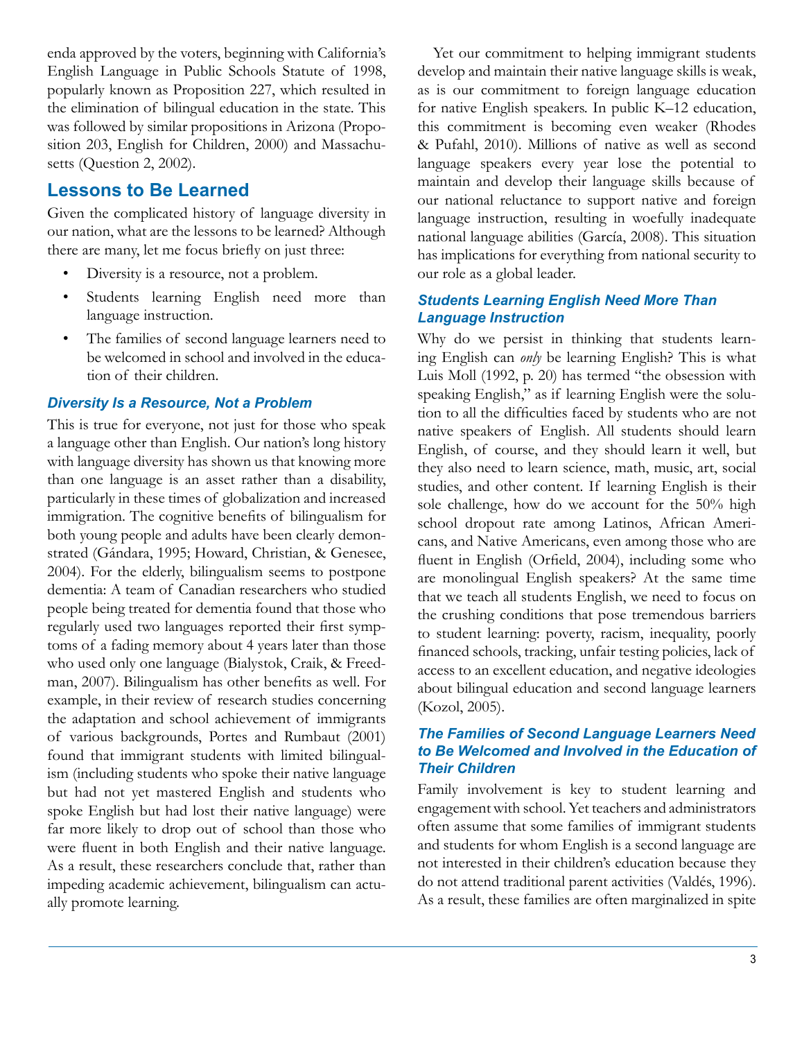enda approved by the voters, beginning with California's English Language in Public Schools Statute of 1998, popularly known as Proposition 227, which resulted in the elimination of bilingual education in the state. This was followed by similar propositions in Arizona (Proposition 203, English for Children, 2000) and Massachusetts (Question 2, 2002).

## Lessons to Be Learned

Given the complicated history of language diversity in our nation, what are the lessons to be learned? Although there are many, let me focus briefly on just three:

- Diversity is a resource, not a problem.
- Students learning English need more than language instruction.
- The families of second language learners need to be welcomed in school and involved in the education of their children.

### *Diversity Is a Resource, Not a Problem*

This is true for everyone, not just for those who speak a language other than English. Our nation's long history with language diversity has shown us that knowing more than one language is an asset rather than a disability, particularly in these times of globalization and increased immigration. The cognitive benefits of bilingualism for both young people and adults have been clearly demonstrated (Gándara, 1995; Howard, Christian, & Genesee, 2004). For the elderly, bilingualism seems to postpone dementia: A team of Canadian researchers who studied people being treated for dementia found that those who regularly used two languages reported their first symptoms of a fading memory about 4 years later than those who used only one language (Bialystok, Craik, & Freedman, 2007). Bilingualism has other benefits as well. For example, in their review of research studies concerning the adaptation and school achievement of immigrants of various backgrounds, Portes and Rumbaut (2001) found that immigrant students with limited bilingualism (including students who spoke their native language but had not yet mastered English and students who spoke English but had lost their native language) were far more likely to drop out of school than those who were fluent in both English and their native language. As a result, these researchers conclude that, rather than impeding academic achievement, bilingualism can actually promote learning.

Yet our commitment to helping immigrant students develop and maintain their native language skills is weak, as is our commitment to foreign language education for native English speakers. In public K–12 education, this commitment is becoming even weaker (Rhodes & Pufahl, 2010). Millions of native as well as second language speakers every year lose the potential to maintain and develop their language skills because of our national reluctance to support native and foreign language instruction, resulting in woefully inadequate national language abilities (García, 2008). This situation has implications for everything from national security to our role as a global leader.

### *Students Learning English Need More Than Language Instruction*

Why do we persist in thinking that students learning English can *only* be learning English? This is what Luis Moll (1992, p. 20) has termed "the obsession with speaking English," as if learning English were the solution to all the difficulties faced by students who are not native speakers of English. All students should learn English, of course, and they should learn it well, but they also need to learn science, math, music, art, social studies, and other content. If learning English is their sole challenge, how do we account for the 50% high school dropout rate among Latinos, African Americans, and Native Americans, even among those who are fluent in English (Orfield, 2004), including some who are monolingual English speakers? At the same time that we teach all students English, we need to focus on the crushing conditions that pose tremendous barriers to student learning: poverty, racism, inequality, poorly financed schools, tracking, unfair testing policies, lack of access to an excellent education, and negative ideologies about bilingual education and second language learners (Kozol, 2005).

### *The Families of Second Language Learners Need to Be Welcomed and Involved in the Education of Their Children*

Family involvement is key to student learning and engagement with school. Yet teachers and administrators often assume that some families of immigrant students and students for whom English is a second language are not interested in their children's education because they do not attend traditional parent activities (Valdés, 1996). As a result, these families are often marginalized in spite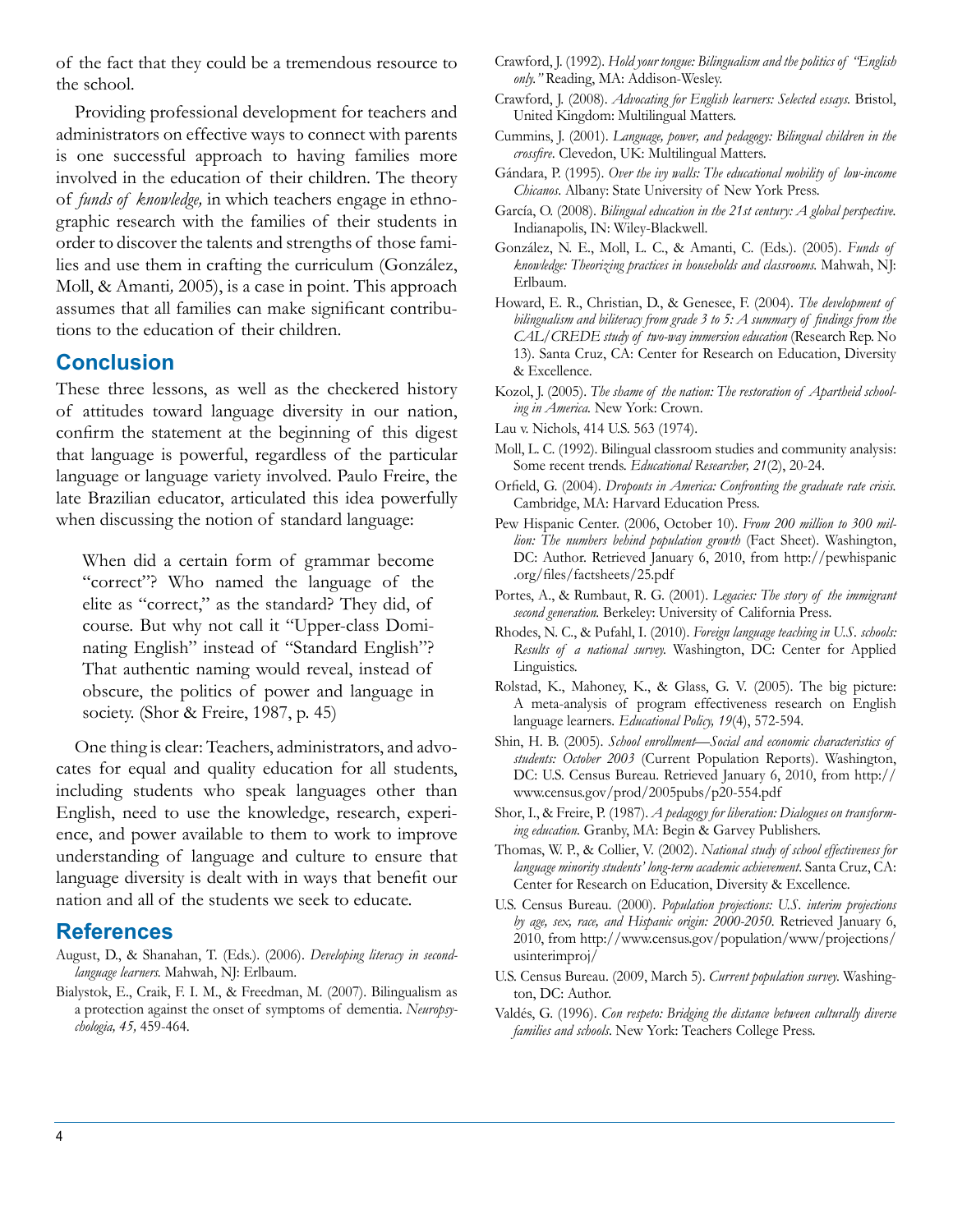of the fact that they could be a tremendous resource to the school.

Providing professional development for teachers and administrators on effective ways to connect with parents is one successful approach to having families more involved in the education of their children. The theory of *funds of knowledge,* in which teachers engage in ethnographic research with the families of their students in order to discover the talents and strengths of those families and use them in crafting the curriculum (González, Moll, & Amanti, 2005), is a case in point. This approach assumes that all families can make significant contributions to the education of their children.

## Conclusion

These three lessons, as well as the checkered history of attitudes toward language diversity in our nation, confirm the statement at the beginning of this digest that language is powerful, regardless of the particular language or language variety involved. Paulo Freire, the late Brazilian educator, articulated this idea powerfully when discussing the notion of standard language:

> When did a certain form of grammar become "correct"? Who named the language of the elite as "correct," as the standard? They did, of course. But why not call it "Upper-class Dominating English" instead of "Standard English"? That authentic naming would reveal, instead of obscure, the politics of power and language in society. (Shor & Freire, 1987, p. 45)

One thing is clear: Teachers, administrators, and advocates for equal and quality education for all students, including students who speak languages other than English, need to use the knowledge, research, experience, and power available to them to work to improve understanding of language and culture to ensure that language diversity is dealt with in ways that benefit our nation and all of the students we seek to educate.

## References

August, D., & Shanahan, T. (Eds.). (2006). *Developing literacy in second-language learners.* Mahwah, NJ: Erlbaum.

Bialystok, E., Craik, F. I. M., & Freedman, M. (2007). Bilingualism as a protection against the onset of symptoms of dementia. *Neuropsychologia, 45,* 459-464.

Crawford, J. (1992). *Hold your tongue: Bilingualism and the politics of "English only."* Reading, MA: Addison-Wesley.

Crawford, J. (2008). *Advocating for English learners: Selected essays.* Bristol, United Kingdom: Multilingual Matters.

Cummins, J. (2001). *Language, power, and pedagogy: Bilingual children in the crossfire*. Clevedon, UK: Multilingual Matters.

Gándara, P. (1995). *Over the ivy walls: The educational mobility of low-income Chicanos*. Albany: State University of New York Press.

García, O. (2008). *Bilingual education in the 21st century: A global perspective.* Indianapolis, IN: Wiley-Blackwell.

González, N. E., Moll, L. C., & Amanti, C. (Eds.). (2005). *Funds of knowledge: Theorizing practices in households and classrooms.* Mahwah, NJ: Erlbaum.

Howard, E. R., Christian, D., & Genesee, F. (2004). *The development of bilingualism and biliteracy from grade 3 to 5: A summary of findings from the CAL/CREDE study of two-way immersion education* (Research Rep. No 13). Santa Cruz, CA: Center for Research on Education, Diversity & Excellence.

Kozol, J. (2005). *The shame of the nation: The restoration of Apartheid schooling in America.* New York: Crown.

Lau v. Nichols, 414 U.S. 563 (1974).

Moll, L. C. (1992). Bilingual classroom studies and community analysis: Some recent trends. *Educational Researcher, 21*(2), 20-24.

Orfield, G. (2004). *Dropouts in America: Confronting the graduate rate crisis.* Cambridge, MA: Harvard Education Press.

Pew Hispanic Center. (2006, October 10). *From 200 million to 300 million: The numbers behind population growth* (Fact Sheet). Washington, DC: Author. Retrieved January 6, 2010, from http://pewhispanic.org/files/factsheets/25.pdf

Portes, A., & Rumbaut, R. G. (2001). *Legacies: The story of the immigrant second generation.* Berkeley: University of California Press.

Rhodes, N. C., & Pufahl, I. (2010). *Foreign language teaching in U.S. schools: Results of a national survey.* Washington, DC: Center for Applied Linguistics.

Rolstad, K., Mahoney, K., & Glass, G. V. (2005). The big picture: A meta-analysis of program effectiveness research on English language learners. *Educational Policy, 19*(4), 572-594.

Shin, H. B. (2005). *School enrollment—Social and economic characteristics of students: October 2003* (Current Population Reports). Washington, DC: U.S. Census Bureau. Retrieved January 6, 2010, from http://www.census.gov/prod/2005pubs/p20-554.pdf

Shor, I., & Freire, P. (1987). *A pedagogy for liberation: Dialogues on transforming education.* Granby, MA: Begin & Garvey Publishers.

Thomas, W. P., & Collier, V. (2002). *National study of school effectiveness for language minority students' long-term academic achievement*. Santa Cruz, CA: Center for Research on Education, Diversity & Excellence.

U.S. Census Bureau. (2000). *Population projections: U.S. interim projections by age, sex, race, and Hispanic origin: 2000-2050.* Retrieved January 6, 2010, from http://www.census.gov/population/www/projections/usinterimproj/

U.S. Census Bureau. (2009, March 5). *Current population survey.* Washington, DC: Author.

Valdés, G. (1996). *Con respeto: Bridging the distance between culturally diverse families and schools*. New York: Teachers College Press.